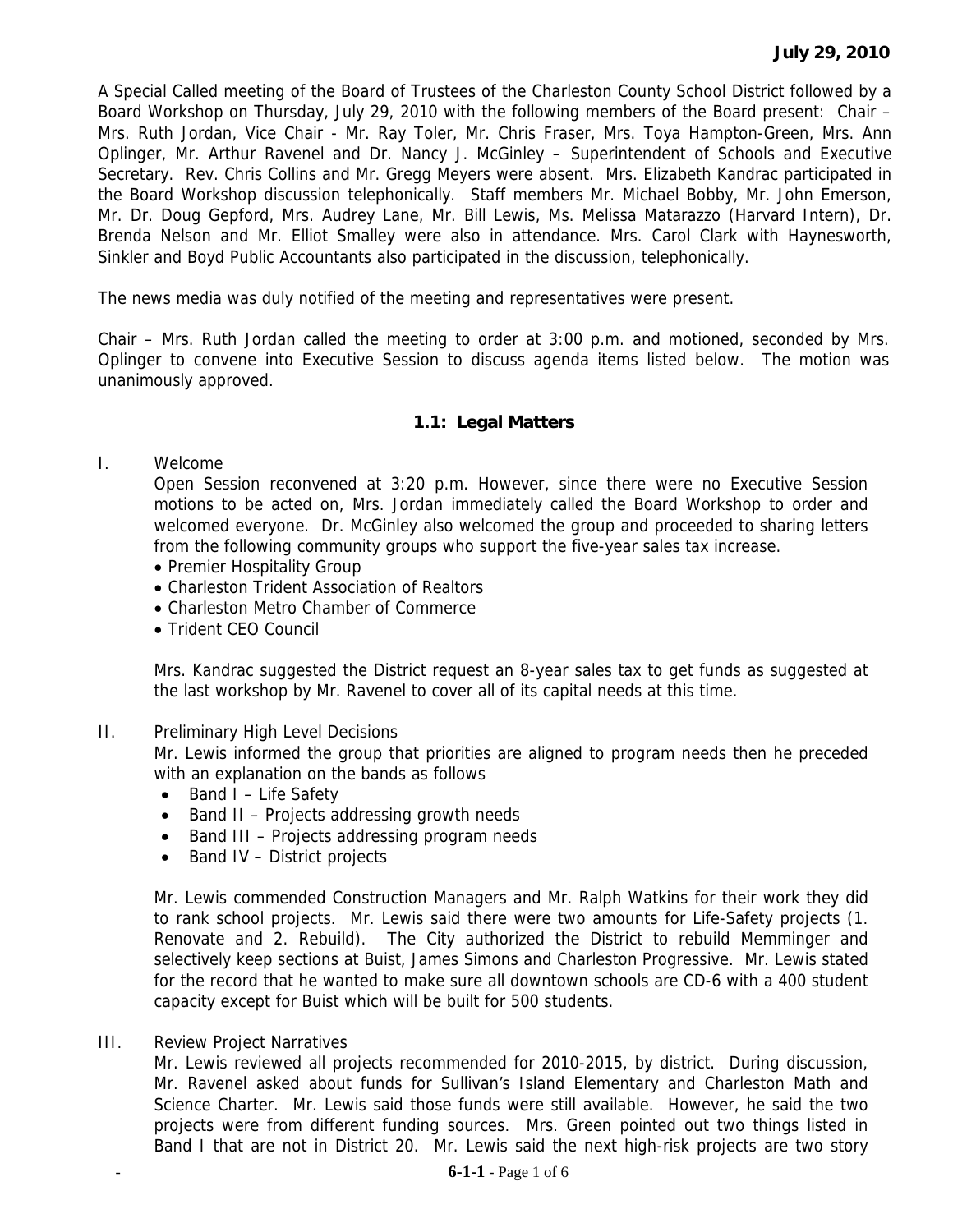**July 29, 2010**

A Special Called meeting of the Board of Trustees of the Charleston County School District followed by a Board Workshop on Thursday, July 29, 2010 with the following members of the Board present: Chair – Mrs. Ruth Jordan, Vice Chair - Mr. Ray Toler, Mr. Chris Fraser, Mrs. Toya Hampton-Green, Mrs. Ann Oplinger, Mr. Arthur Ravenel and Dr. Nancy J. McGinley – Superintendent of Schools and Executive Secretary. Rev. Chris Collins and Mr. Gregg Meyers were absent. Mrs. Elizabeth Kandrac participated in the Board Workshop discussion telephonically. Staff members Mr. Michael Bobby, Mr. John Emerson, Mr. Dr. Doug Gepford, Mrs. Audrey Lane, Mr. Bill Lewis, Ms. Melissa Matarazzo (Harvard Intern), Dr. Brenda Nelson and Mr. Elliot Smalley were also in attendance. Mrs. Carol Clark with Haynesworth, Sinkler and Boyd Public Accountants also participated in the discussion, telephonically.

The news media was duly notified of the meeting and representatives were present.

Chair – Mrs. Ruth Jordan called the meeting to order at 3:00 p.m. and motioned, seconded by Mrs. Oplinger to convene into Executive Session to discuss agenda items listed below. The motion was unanimously approved.

**1.1: Legal Matters**

I. Welcome

Open Session reconvened at 3:20 p.m. However, since there were no Executive Session motions to be acted on, Mrs. Jordan immediately called the Board Workshop to order and welcomed everyone. Dr. McGinley also welcomed the group and proceeded to sharing letters from the following community groups who support the five-year sales tax increase.

- Premier Hospitality Group
- Charleston Trident Association of Realtors
- Charleston Metro Chamber of Commerce
- Trident CEO Council

Mrs. Kandrac suggested the District request an 8-year sales tax to get funds as suggested at the last workshop by Mr. Ravenel to cover all of its capital needs at this time.

II. Preliminary High Level Decisions

Mr. Lewis informed the group that priorities are aligned to program needs then he preceded with an explanation on the bands as follows

- Band I – Life Safety
- Band II – Projects addressing growth needs
- Band III – Projects addressing program needs
- Band IV – District projects

Mr. Lewis commended Construction Managers and Mr. Ralph Watkins for their work they did to rank school projects. Mr. Lewis said there were two amounts for Life-Safety projects (1. Renovate and 2. Rebuild). The City authorized the District to rebuild Memminger and selectively keep sections at Buist, James Simons and Charleston Progressive. Mr. Lewis stated for the record that he wanted to make sure all downtown schools are CD-6 with a 400 student capacity except for Buist which will be built for 500 students.

III. Review Project Narratives

Mr. Lewis reviewed all projects recommended for 2010-2015, by district. During discussion, Mr. Ravenel asked about funds for Sullivan's Island Elementary and Charleston Math and Science Charter. Mr. Lewis said those funds were still available. However, he said the two projects were from different funding sources. Mrs. Green pointed out two things listed in Band I that are not in District 20. Mr. Lewis said the next high-risk projects are two story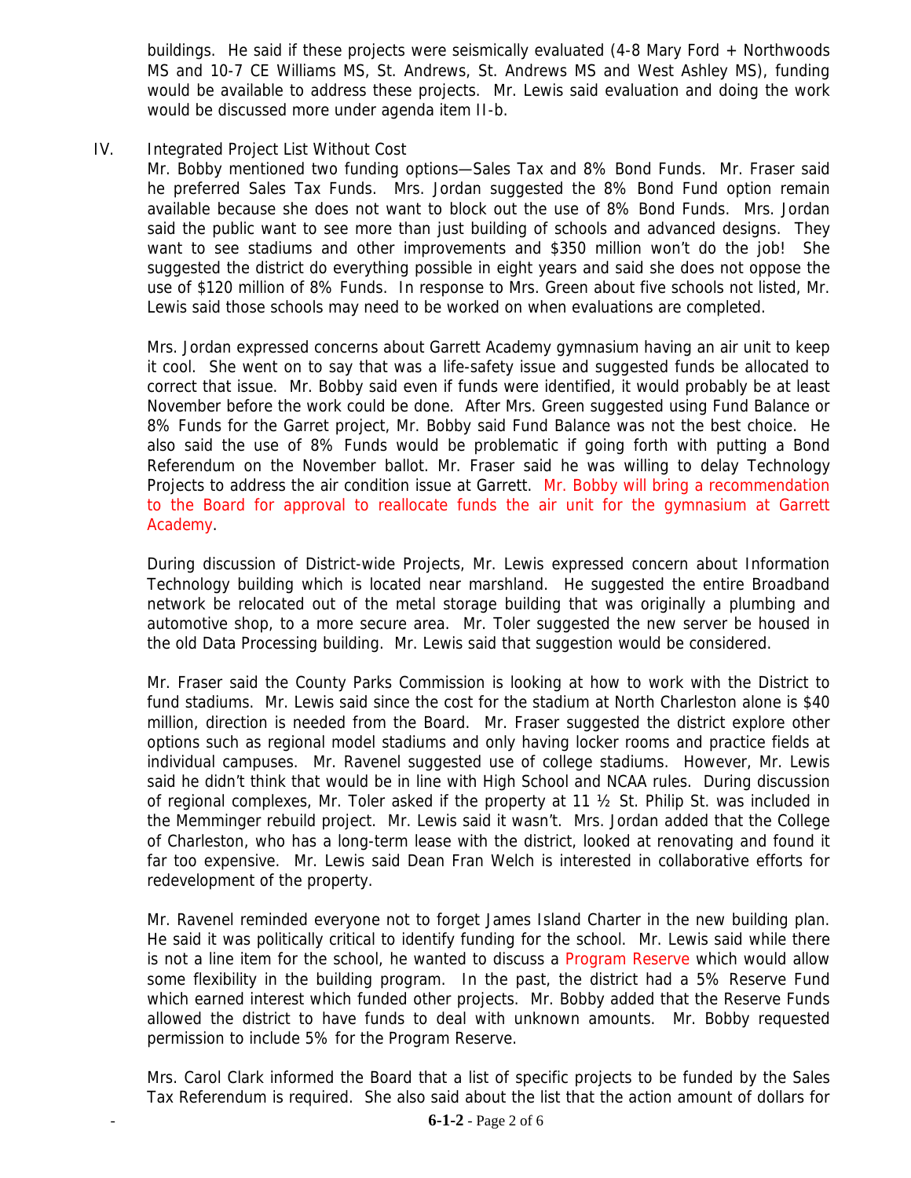buildings. He said if these projects were seismically evaluated (4-8 Mary Ford + Northwoods MS and 10-7 CE Williams MS, St. Andrews, St. Andrews MS and West Ashley MS), funding would be available to address these projects. Mr. Lewis said evaluation and doing the work would be discussed more under agenda item II-b.

IV. Integrated Project List Without Cost

Mr. Bobby mentioned two funding options—Sales Tax and 8% Bond Funds. Mr. Fraser said he preferred Sales Tax Funds. Mrs. Jordan suggested the 8% Bond Fund option remain available because she does not want to block out the use of 8% Bond Funds. Mrs. Jordan said the public want to see more than just building of schools and advanced designs. They want to see stadiums and other improvements and $350 million won't do the job! She suggested the district do everything possible in eight years and said she does not oppose the use of $120 million of 8% Funds. In response to Mrs. Green about five schools not listed, Mr. Lewis said those schools may need to be worked on when evaluations are completed.

Mrs. Jordan expressed concerns about Garrett Academy gymnasium having an air unit to keep it cool. She went on to say that was a life-safety issue and suggested funds be allocated to correct that issue. Mr. Bobby said even if funds were identified, it would probably be at least November before the work could be done. After Mrs. Green suggested using Fund Balance or 8% Funds for the Garret project, Mr. Bobby said Fund Balance was not the best choice. He also said the use of 8% Funds would be problematic if going forth with putting a Bond Referendum on the November ballot. Mr. Fraser said he was willing to delay Technology Projects to address the air condition issue at Garrett. Mr. Bobby will bring a recommendation to the Board for approval to reallocate funds the air unit for the gymnasium at Garrett Academy.

During discussion of District-wide Projects, Mr. Lewis expressed concern about Information Technology building which is located near marshland. He suggested the entire Broadband network be relocated out of the metal storage building that was originally a plumbing and automotive shop, to a more secure area. Mr. Toler suggested the new server be housed in the old Data Processing building. Mr. Lewis said that suggestion would be considered.

Mr. Fraser said the County Parks Commission is looking at how to work with the District to fund stadiums. Mr. Lewis said since the cost for the stadium at North Charleston alone is $40 million, direction is needed from the Board. Mr. Fraser suggested the district explore other options such as regional model stadiums and only having locker rooms and practice fields at individual campuses. Mr. Ravenel suggested use of college stadiums. However, Mr. Lewis said he didn't think that would be in line with High School and NCAA rules. During discussion of regional complexes, Mr. Toler asked if the property at 11 ½ St. Philip St. was included in the Memminger rebuild project. Mr. Lewis said it wasn't. Mrs. Jordan added that the College of Charleston, who has a long-term lease with the district, looked at renovating and found it far too expensive. Mr. Lewis said Dean Fran Welch is interested in collaborative efforts for redevelopment of the property.

Mr. Ravenel reminded everyone not to forget James Island Charter in the new building plan. He said it was politically critical to identify funding for the school. Mr. Lewis said while there is not a line item for the school, he wanted to discuss a Program Reserve which would allow some flexibility in the building program. In the past, the district had a 5% Reserve Fund which earned interest which funded other projects. Mr. Bobby added that the Reserve Funds allowed the district to have funds to deal with unknown amounts. Mr. Bobby requested permission to include 5% for the Program Reserve.

Mrs. Carol Clark informed the Board that a list of specific projects to be funded by the Sales Tax Referendum is required. She also said about the list that the action amount of dollars for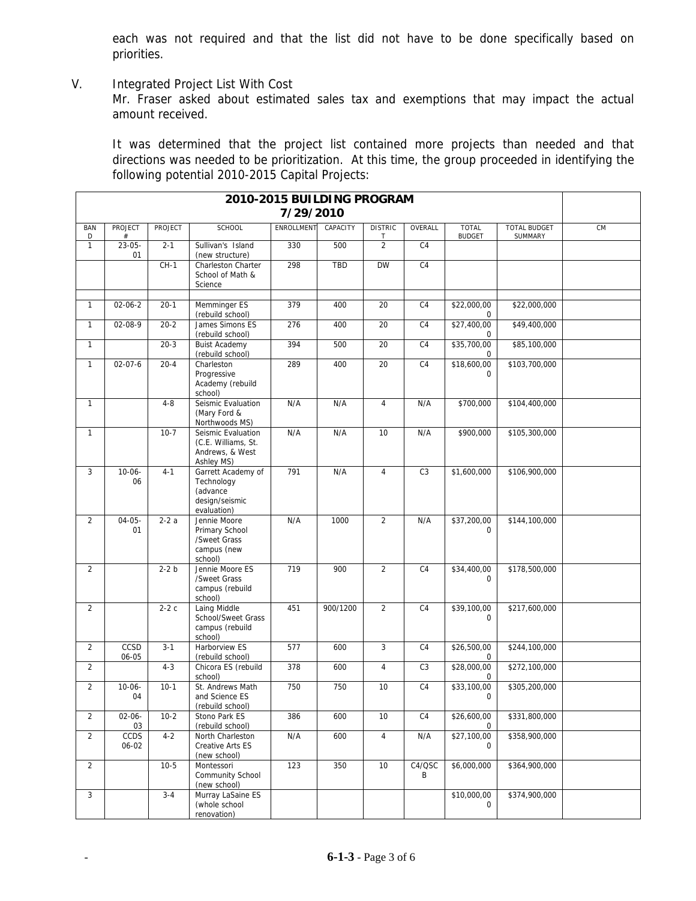each was not required and that the list did not have to be done specifically based on priorities.

V. Integrated Project List With Cost

Mr. Fraser asked about estimated sales tax and exemptions that may impact the actual amount received.

It was determined that the project list contained more projects than needed and that directions was needed to be prioritization. At this time, the group proceeded in identifying the following potential 2010-2015 Capital Projects:

| **2010-2015 BUILDING PROGRAM 7/29/2010** | | | | | | | | | | |
|---|---|---|---|---|---|---|---|---|---|---|
| BAND | PROJECT # | PROJECT | SCHOOL | ENROLLMENT | CAPACITY | DISTRICT | OVERALL | TOTAL BUDGET | TOTAL BUDGET SUMMARY | CM |
| 1 | 23-05-01 | 2-1 | Sullivan's Island (new structure) | 330 | 500 | 2 | C4 | | | |
| | | CH-1 | Charleston Charter School of Math & Science | 298 | TBD | DW | C4 | | | |
| | | | | | | | | | | |
| 1 | 02-06-2 | 20-1 | Memminger ES (rebuild school) | 379 | 400 | 20 | C4 | \$22,000,000 | \$22,000,000 | |
| 1 | 02-08-9 | 20-2 | James Simons ES (rebuild school) | 276 | 400 | 20 | C4 | \$27,400,000 | \$49,400,000 | |
| 1 | | 20-3 | Buist Academy (rebuild school) | 394 | 500 | 20 | C4 | \$35,700,000 | \$85,100,000 | |
| 1 | 02-07-6 | 20-4 | Charleston Progressive Academy (rebuild school) | 289 | 400 | 20 | C4 | \$18,600,000 | \$103,700,000 | |
| 1 | | 4-8 | Seismic Evaluation (Mary Ford & Northwoods MS) | N/A | N/A | 4 | N/A | \$700,000 | \$104,400,000 | |
| 1 | | 10-7 | Seismic Evaluation (C.E. Williams, St. Andrews, & West Ashley MS) | N/A | N/A | 10 | N/A | \$900,000 | \$105,300,000 | |
| 3 | 10-06-06 | 4-1 | Garrett Academy of Technology (advance design/seismic evaluation) | 791 | N/A | 4 | C3 | \$1,600,000 | \$106,900,000 | |
| 2 | 04-05-01 | 2-2 a | Jennie Moore Primary School /Sweet Grass campus (new school) | N/A | 1000 | 2 | N/A | \$37,200,000 | \$144,100,000 | |
| 2 | | 2-2 b | Jennie Moore ES /Sweet Grass campus (rebuild school) | 719 | 900 | 2 | C4 | \$34,400,000 | \$178,500,000 | |
| 2 | | 2-2 c | Laing Middle School/Sweet Grass campus (rebuild school) | 451 | 900/1200 | 2 | C4 | \$39,100,000 | \$217,600,000 | |
| 2 | CCSD 06-05 | 3-1 | Harborview ES (rebuild school) | 577 | 600 | 3 | C4 | \$26,500,000 | \$244,100,000 | |
| 2 | | 4-3 | Chicora ES (rebuild school) | 378 | 600 | 4 | C3 | \$28,000,000 | \$272,100,000 | |
| 2 | 10-06-04 | 10-1 | St. Andrews Math and Science ES (rebuild school) | 750 | 750 | 10 | C4 | \$33,100,000 | \$305,200,000 | |
| 2 | 02-06-03 | 10-2 | Stono Park ES (rebuild school) | 386 | 600 | 10 | C4 | \$26,600,000 | \$331,800,000 | |
| 2 | CCDS 06-02 | 4-2 | North Charleston Creative Arts ES (new school) | N/A | 600 | 4 | N/A | \$27,100,000 | \$358,900,000 | |
| 2 | | 10-5 | Montessori Community School (new school) | 123 | 350 | 10 | C4/QSCB | \$6,000,000 | \$364,900,000 | |
| 3 | | 3-4 | Murray LaSaine ES (whole school renovation) | | | | | \$10,000,000 | \$374,900,000 | |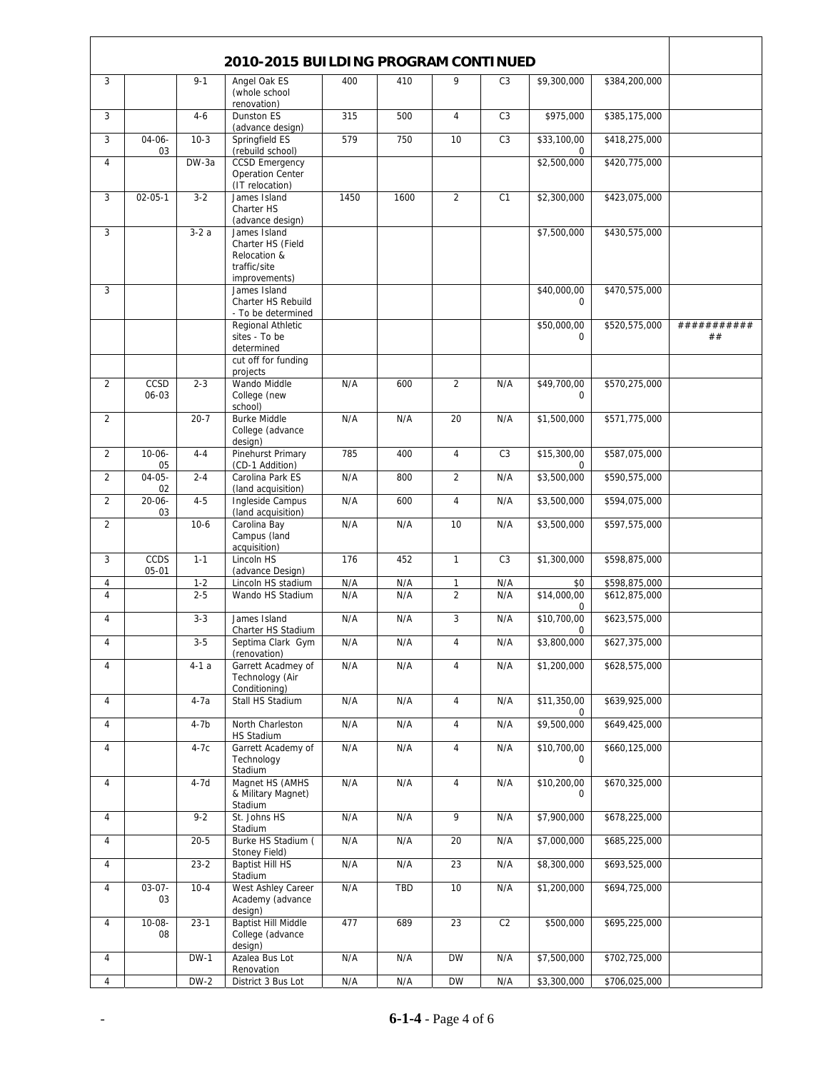## 2010-2015 BUILDING PROGRAM CONTINUED

| | | | | | | | | | | |
|---|---|---|---|---|---|---|---|---|---|---|
| 3 | | 9-1 | Angel Oak ES (whole school renovation) | 400 | 410 | 9 | C3 | $9,300,000 | $384,200,000 | |
| 3 | | 4-6 | Dunston ES (advance design) | 315 | 500 | 4 | C3 | $975,000 | $385,175,000 | |
| 3 | 04-06-03 | 10-3 | Springfield ES (rebuild school) | 579 | 750 | 10 | C3 | $33,100,000 | $418,275,000 | |
| 4 | | DW-3a | CCSD Emergency Operation Center (IT relocation) | | | | | $2,500,000 | $420,775,000 | |
| 3 | 02-05-1 | 3-2 | James Island Charter HS (advance design) | 1450 | 1600 | 2 | C1 | $2,300,000 | $423,075,000 | |
| 3 | | 3-2 a | James Island Charter HS (Field Relocation & traffic/site improvements) | | | | | $7,500,000 | $430,575,000 | |
| 3 | | | James Island Charter HS Rebuild - To be determined | | | | | $40,000,000 | $470,575,000 | |
| | | | Regional Athletic sites - To be determined | | | | | $50,000,000 | $520,575,000 | ############# |
| | | | cut off for funding projects | | | | | | | |
| 2 | CCSD 06-03 | 2-3 | Wando Middle College (new school) | N/A | 600 | 2 | N/A | $49,700,000 | $570,275,000 | |
| 2 | | 20-7 | Burke Middle College (advance design) | N/A | N/A | 20 | N/A | $1,500,000 | $571,775,000 | |
| 2 | 10-06-05 | 4-4 | Pinehurst Primary (CD-1 Addition) | 785 | 400 | 4 | C3 | $15,300,000 | $587,075,000 | |
| 2 | 04-05-02 | 2-4 | Carolina Park ES (land acquisition) | N/A | 800 | 2 | N/A | $3,500,000 | $590,575,000 | |
| 2 | 20-06-03 | 4-5 | Ingleside Campus (land acquisition) | N/A | 600 | 4 | N/A | $3,500,000 | $594,075,000 | |
| 2 | | 10-6 | Carolina Bay Campus (land acquisition) | N/A | N/A | 10 | N/A | $3,500,000 | $597,575,000 | |
| 3 | CCDS 05-01 | 1-1 | Lincoln HS (advance Design) | 176 | 452 | 1 | C3 | $1,300,000 | $598,875,000 | |
| 4 | | 1-2 | Lincoln HS stadium | N/A | N/A | 1 | N/A | $0 | $598,875,000 | |
| 4 | | 2-5 | Wando HS Stadium | N/A | N/A | 2 | N/A | $14,000,000 | $612,875,000 | |
| 4 | | 3-3 | James Island Charter HS Stadium | N/A | N/A | 3 | N/A | $10,700,000 | $623,575,000 | |
| 4 | | 3-5 | Septima Clark Gym (renovation) | N/A | N/A | 4 | N/A | $3,800,000 | $627,375,000 | |
| 4 | | 4-1 a | Garrett Acadmey of Technology (Air Conditioning) | N/A | N/A | 4 | N/A | $1,200,000 | $628,575,000 | |
| 4 | | 4-7a | Stall HS Stadium | N/A | N/A | 4 | N/A | $11,350,000 | $639,925,000 | |
| 4 | | 4-7b | North Charleston HS Stadium | N/A | N/A | 4 | N/A | $9,500,000 | $649,425,000 | |
| 4 | | 4-7c | Garrett Academy of Technology Stadium | N/A | N/A | 4 | N/A | $10,700,000 | $660,125,000 | |
| 4 | | 4-7d | Magnet HS (AMHS & Military Magnet) Stadium | N/A | N/A | 4 | N/A | $10,200,000 | $670,325,000 | |
| 4 | | 9-2 | St. Johns HS Stadium | N/A | N/A | 9 | N/A | $7,900,000 | $678,225,000 | |
| 4 | | 20-5 | Burke HS Stadium ( Stoney Field) | N/A | N/A | 20 | N/A | $7,000,000 | $685,225,000 | |
| 4 | | 23-2 | Baptist Hill HS Stadium | N/A | N/A | 23 | N/A | $8,300,000 | $693,525,000 | |
| 4 | 03-07-03 | 10-4 | West Ashley Career Academy (advance design) | N/A | TBD | 10 | N/A | $1,200,000 | $694,725,000 | |
| 4 | 10-08-08 | 23-1 | Baptist Hill Middle College (advance design) | 477 | 689 | 23 | C2 | $500,000 | $695,225,000 | |
| 4 | | DW-1 | Azalea Bus Lot Renovation | N/A | N/A | DW | N/A | $7,500,000 | $702,725,000 | |
| 4 | | DW-2 | District 3 Bus Lot | N/A | N/A | DW | N/A | $3,300,000 | $706,025,000 | |

6-1-4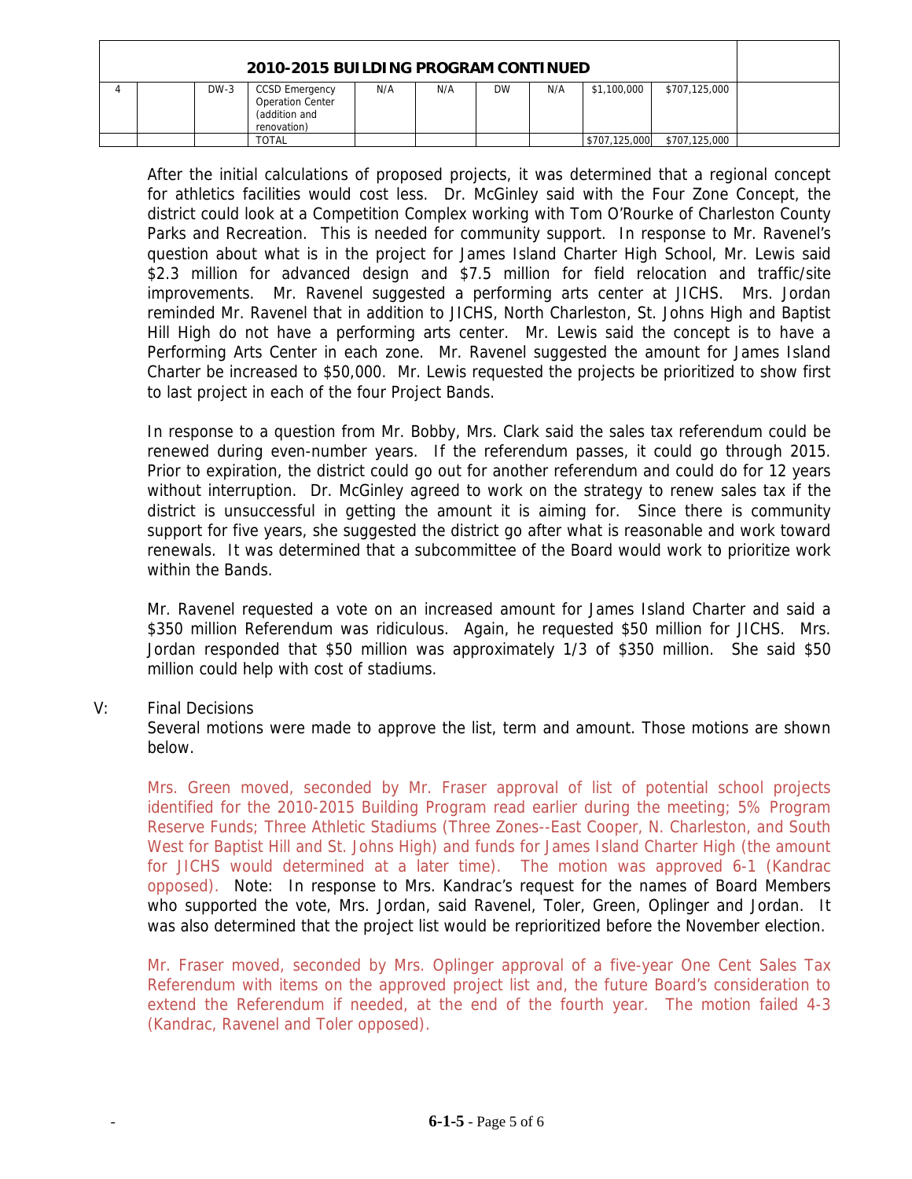| 2010-2015 BUILDING PROGRAM CONTINUED | | | | | | | | | | |
|---|---|---|---|---|---|---|---|---|---|---|
| 4 | | DW-3 | CCSD Emergency Operation Center (addition and renovation) | N/A | N/A | DW | N/A | $1,100,000 | $707,125,000 | |
| | | | TOTAL | | | | | $707,125,000 | $707,125,000 | |

After the initial calculations of proposed projects, it was determined that a regional concept for athletics facilities would cost less. Dr. McGinley said with the Four Zone Concept, the district could look at a Competition Complex working with Tom O'Rourke of Charleston County Parks and Recreation. This is needed for community support. In response to Mr. Ravenel's question about what is in the project for James Island Charter High School, Mr. Lewis said $2.3 million for advanced design and $7.5 million for field relocation and traffic/site improvements. Mr. Ravenel suggested a performing arts center at JICHS. Mrs. Jordan reminded Mr. Ravenel that in addition to JICHS, North Charleston, St. Johns High and Baptist Hill High do not have a performing arts center. Mr. Lewis said the concept is to have a Performing Arts Center in each zone. Mr. Ravenel suggested the amount for James Island Charter be increased to $50,000. Mr. Lewis requested the projects be prioritized to show first to last project in each of the four Project Bands.

In response to a question from Mr. Bobby, Mrs. Clark said the sales tax referendum could be renewed during even-number years. If the referendum passes, it could go through 2015. Prior to expiration, the district could go out for another referendum and could do for 12 years without interruption. Dr. McGinley agreed to work on the strategy to renew sales tax if the district is unsuccessful in getting the amount it is aiming for. Since there is community support for five years, she suggested the district go after what is reasonable and work toward renewals. It was determined that a subcommittee of the Board would work to prioritize work within the Bands.

Mr. Ravenel requested a vote on an increased amount for James Island Charter and said a $350 million Referendum was ridiculous. Again, he requested $50 million for JICHS. Mrs. Jordan responded that $50 million was approximately 1/3 of $350 million. She said $50 million could help with cost of stadiums.

V: Final Decisions

Several motions were made to approve the list, term and amount. Those motions are shown below.

Mrs. Green moved, seconded by Mr. Fraser approval of list of potential school projects identified for the 2010-2015 Building Program read earlier during the meeting; 5% Program Reserve Funds; Three Athletic Stadiums (Three Zones--East Cooper, N. Charleston, and South West for Baptist Hill and St. Johns High) and funds for James Island Charter High (the amount for JICHS would determined at a later time). The motion was approved 6-1 (Kandrac opposed). Note: In response to Mrs. Kandrac's request for the names of Board Members who supported the vote, Mrs. Jordan, said Ravenel, Toler, Green, Oplinger and Jordan. It was also determined that the project list would be reprioritized before the November election.

Mr. Fraser moved, seconded by Mrs. Oplinger approval of a five-year One Cent Sales Tax Referendum with items on the approved project list and, the future Board's consideration to extend the Referendum if needed, at the end of the fourth year. The motion failed 4-3 (Kandrac, Ravenel and Toler opposed).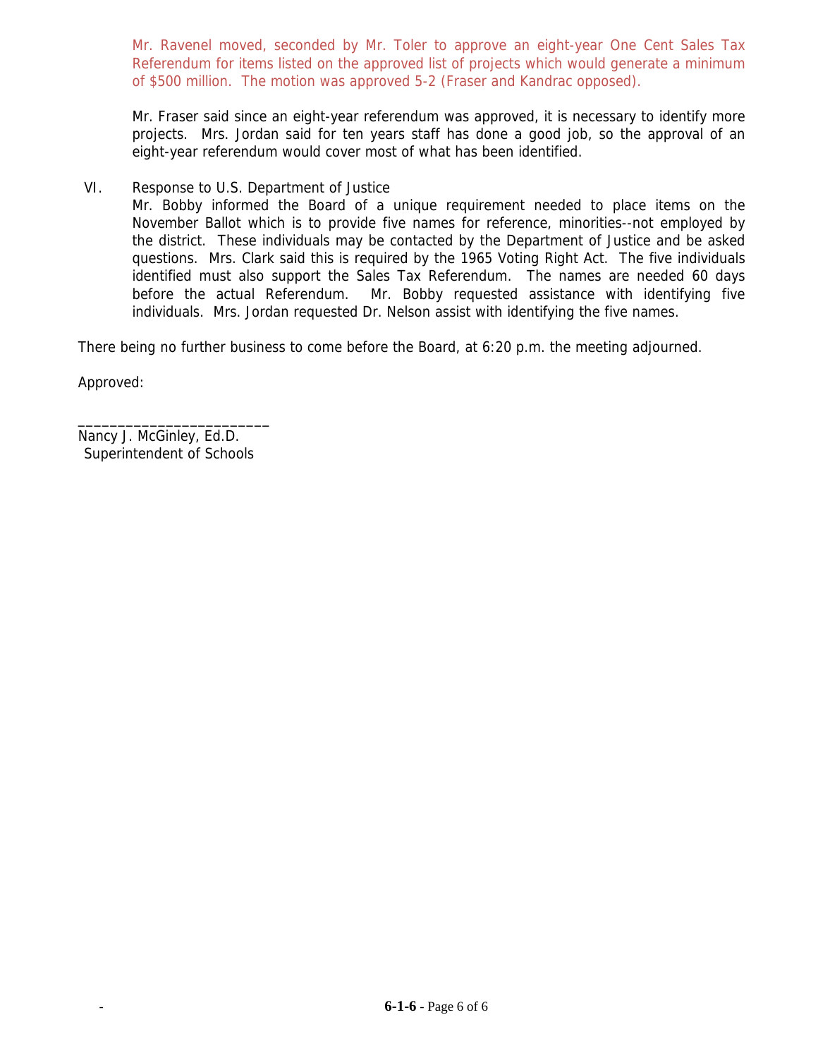Mr. Ravenel moved, seconded by Mr. Toler to approve an eight-year One Cent Sales Tax Referendum for items listed on the approved list of projects which would generate a minimum of $500 million. The motion was approved 5-2 (Fraser and Kandrac opposed).

Mr. Fraser said since an eight-year referendum was approved, it is necessary to identify more projects. Mrs. Jordan said for ten years staff has done a good job, so the approval of an eight-year referendum would cover most of what has been identified.

VI. Response to U.S. Department of Justice

Mr. Bobby informed the Board of a unique requirement needed to place items on the November Ballot which is to provide five names for reference, minorities--not employed by the district. These individuals may be contacted by the Department of Justice and be asked questions. Mrs. Clark said this is required by the 1965 Voting Right Act. The five individuals identified must also support the Sales Tax Referendum. The names are needed 60 days before the actual Referendum. Mr. Bobby requested assistance with identifying five individuals. Mrs. Jordan requested Dr. Nelson assist with identifying the five names.

There being no further business to come before the Board, at 6:20 p.m. the meeting adjourned.

Approved:

_______________________

Nancy J. McGinley, Ed.D.
Superintendent of Schools